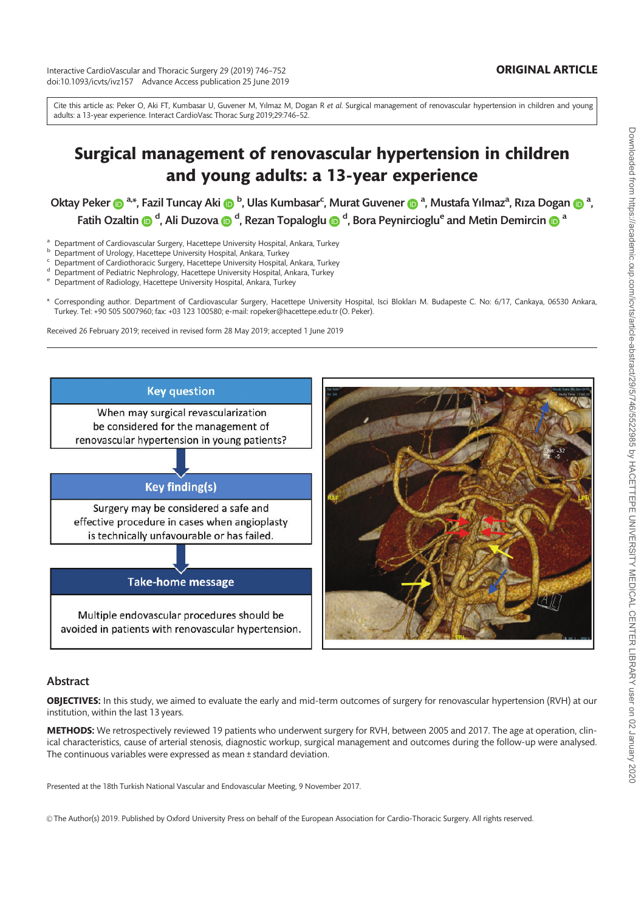Cite this article as: Peker O, Aki FT, Kumbasar U, Guvener M, Yılmaz M, Dogan R *et al.* Surgical management of renovascular hypertension in children and young adults: a 13-year experience. Interact CardioVasc Thorac Surg 2019;29:746–52.

# Surgical management of renovascular hypertension in children and young adults: a 13-year experience

**Oktay Peker** [a,*], **Fazil Tuncay Aki** [b], **Ulas Kumbasar**[c], **Murat Guvener** [a], **Mustafa Yılmaz**[a], **Rıza Dogan** [a], **Fatih Ozaltin** [d], **Ali Duzova** [d], **Rezan Topaloglu** [d], **Bora Peynircioglu**[e] and **Metin Demircin** [a]

[a] Department of Cardiovascular Surgery, Hacettepe University Hospital, Ankara, Turkey
[b] Department of Urology, Hacettepe University Hospital, Ankara, Turkey
[c] Department of Cardiothoracic Surgery, Hacettepe University Hospital, Ankara, Turkey
[d] Department of Pediatric Nephrology, Hacettepe University Hospital, Ankara, Turkey
[e] Department of Radiology, Hacettepe University Hospital, Ankara, Turkey

\* Corresponding author. Department of Cardiovascular Surgery, Hacettepe University Hospital, Isci Blokları M. Budapeste C. No: 6/17, Cankaya, 06530 Ankara, Turkey. Tel: +90 505 5007960; fax: +03 123 100580; e-mail: ropeker@hacettepe.edu.tr (O. Peker).

Received 26 February 2019; received in revised form 28 May 2019; accepted 1 June 2019

**Key question**

When may surgical revascularization be considered for the management of renovascular hypertension in young patients?

**Key finding(s)**

Surgery may be considered a safe and effective procedure in cases when angioplasty is technically unfavourable or has failed.

**Take-home message**

Multiple endovascular procedures should be avoided in patients with renovascular hypertension.

## Abstract

**OBJECTIVES:** In this study, we aimed to evaluate the early and mid-term outcomes of surgery for renovascular hypertension (RVH) at our institution, within the last 13 years.

**METHODS:** We retrospectively reviewed 19 patients who underwent surgery for RVH, between 2005 and 2017. The age at operation, clinical characteristics, cause of arterial stenosis, diagnostic workup, surgical management and outcomes during the follow-up were analysed. The continuous variables were expressed as mean ± standard deviation.

Presented at the 18th Turkish National Vascular and Endovascular Meeting, 9 November 2017.

© The Author(s) 2019. Published by Oxford University Press on behalf of the European Association for Cardio-Thoracic Surgery. All rights reserved.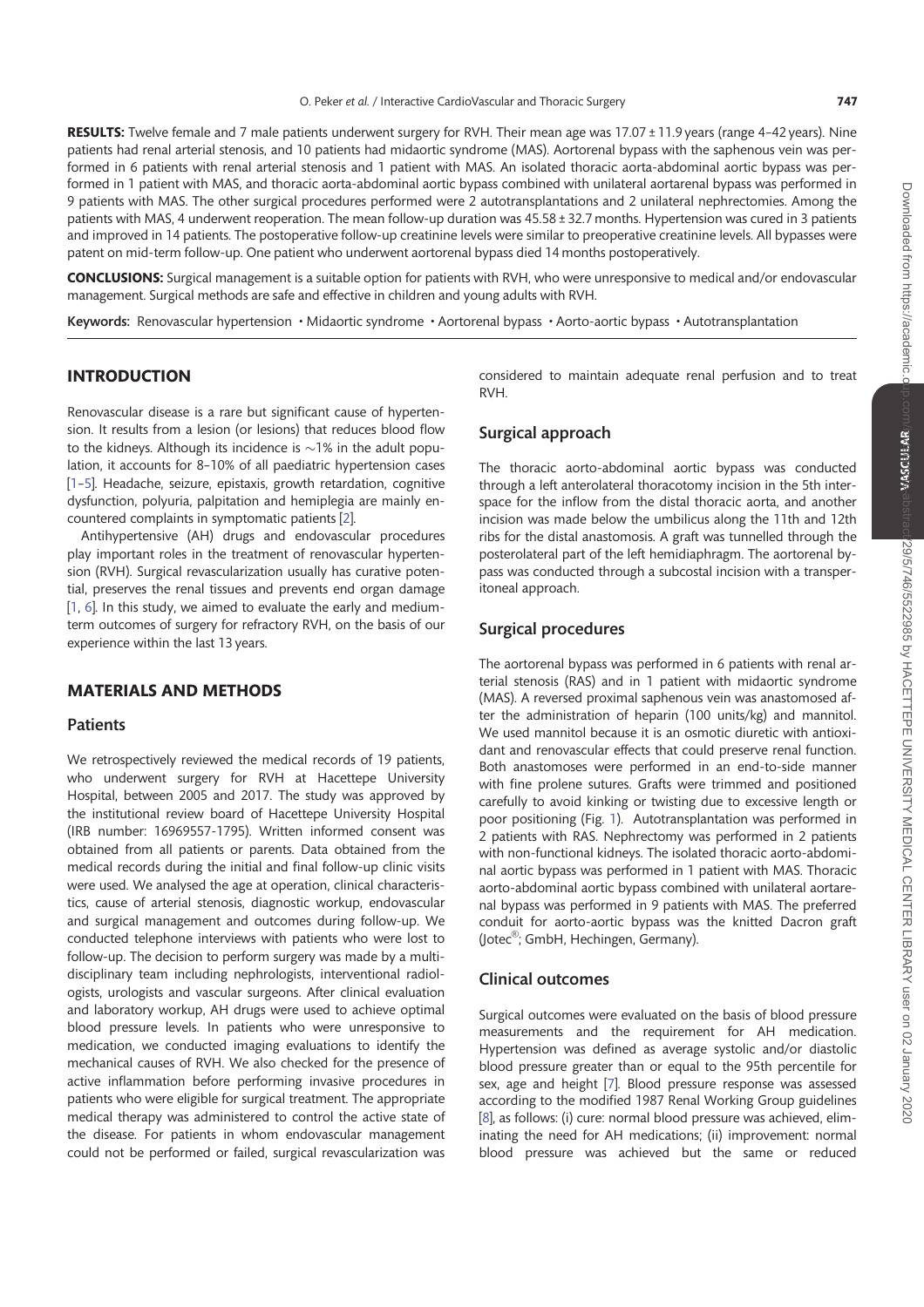**RESULTS:** Twelve female and 7 male patients underwent surgery for RVH. Their mean age was 17.07 ± 11.9 years (range 4–42 years). Nine patients had renal arterial stenosis, and 10 patients had midaortic syndrome (MAS). Aortorenal bypass with the saphenous vein was performed in 6 patients with renal arterial stenosis and 1 patient with MAS. An isolated thoracic aorta-abdominal aortic bypass was performed in 1 patient with MAS, and thoracic aorta-abdominal aortic bypass combined with unilateral aortarenal bypass was performed in 9 patients with MAS. The other surgical procedures performed were 2 autotransplantations and 2 unilateral nephrectomies. Among the patients with MAS, 4 underwent reoperation. The mean follow-up duration was 45.58 ± 32.7 months. Hypertension was cured in 3 patients and improved in 14 patients. The postoperative follow-up creatinine levels were similar to preoperative creatinine levels. All bypasses were patent on mid-term follow-up. One patient who underwent aortorenal bypass died 14 months postoperatively.

**CONCLUSIONS:** Surgical management is a suitable option for patients with RVH, who were unresponsive to medical and/or endovascular management. Surgical methods are safe and effective in children and young adults with RVH.

**Keywords:** Renovascular hypertension • Midaortic syndrome • Aortorenal bypass • Aorto-aortic bypass • Autotransplantation

## INTRODUCTION

Renovascular disease is a rare but significant cause of hypertension. It results from a lesion (or lesions) that reduces blood flow to the kidneys. Although its incidence is ∼1% in the adult population, it accounts for 8–10% of all paediatric hypertension cases [1–5]. Headache, seizure, epistaxis, growth retardation, cognitive dysfunction, polyuria, palpitation and hemiplegia are mainly encountered complaints in symptomatic patients [2].

Antihypertensive (AH) drugs and endovascular procedures play important roles in the treatment of renovascular hypertension (RVH). Surgical revascularization usually has curative potential, preserves the renal tissues and prevents end organ damage [1, 6]. In this study, we aimed to evaluate the early and medium-term outcomes of surgery for refractory RVH, on the basis of our experience within the last 13 years.

## MATERIALS AND METHODS

### Patients

We retrospectively reviewed the medical records of 19 patients, who underwent surgery for RVH at Hacettepe University Hospital, between 2005 and 2017. The study was approved by the institutional review board of Hacettepe University Hospital (IRB number: 16969557-1795). Written informed consent was obtained from all patients or parents. Data obtained from the medical records during the initial and final follow-up clinic visits were used. We analysed the age at operation, clinical characteristics, cause of arterial stenosis, diagnostic workup, endovascular and surgical management and outcomes during follow-up. We conducted telephone interviews with patients who were lost to follow-up. The decision to perform surgery was made by a multidisciplinary team including nephrologists, interventional radiologists, urologists and vascular surgeons. After clinical evaluation and laboratory workup, AH drugs were used to achieve optimal blood pressure levels. In patients who were unresponsive to medication, we conducted imaging evaluations to identify the mechanical causes of RVH. We also checked for the presence of active inflammation before performing invasive procedures in patients who were eligible for surgical treatment. The appropriate medical therapy was administered to control the active state of the disease. For patients in whom endovascular management could not be performed or failed, surgical revascularization was considered to maintain adequate renal perfusion and to treat RVH.

### Surgical approach

The thoracic aorto-abdominal aortic bypass was conducted through a left anterolateral thoracotomy incision in the 5th interspace for the inflow from the distal thoracic aorta, and another incision was made below the umbilicus along the 11th and 12th ribs for the distal anastomosis. A graft was tunnelled through the posterolateral part of the left hemidiaphragm. The aortorenal bypass was conducted through a subcostal incision with a transperitoneal approach.

### Surgical procedures

The aortorenal bypass was performed in 6 patients with renal arterial stenosis (RAS) and in 1 patient with midaortic syndrome (MAS). A reversed proximal saphenous vein was anastomosed after the administration of heparin (100 units/kg) and mannitol. We used mannitol because it is an osmotic diuretic with antioxidant and renovascular effects that could preserve renal function. Both anastomoses were performed in an end-to-side manner with fine prolene sutures. Grafts were trimmed and positioned carefully to avoid kinking or twisting due to excessive length or poor positioning (Fig. 1). Autotransplantation was performed in 2 patients with RAS. Nephrectomy was performed in 2 patients with non-functional kidneys. The isolated thoracic aorto-abdominal aortic bypass was performed in 1 patient with MAS. Thoracic aorto-abdominal aortic bypass combined with unilateral aortarenal bypass was performed in 9 patients with MAS. The preferred conduit for aorto-aortic bypass was the knitted Dacron graft (Jotec®; GmbH, Hechingen, Germany).

### Clinical outcomes

Surgical outcomes were evaluated on the basis of blood pressure measurements and the requirement for AH medication. Hypertension was defined as average systolic and/or diastolic blood pressure greater than or equal to the 95th percentile for sex, age and height [7]. Blood pressure response was assessed according to the modified 1987 Renal Working Group guidelines [8], as follows: (i) cure: normal blood pressure was achieved, eliminating the need for AH medications; (ii) improvement: normal blood pressure was achieved but the same or reduced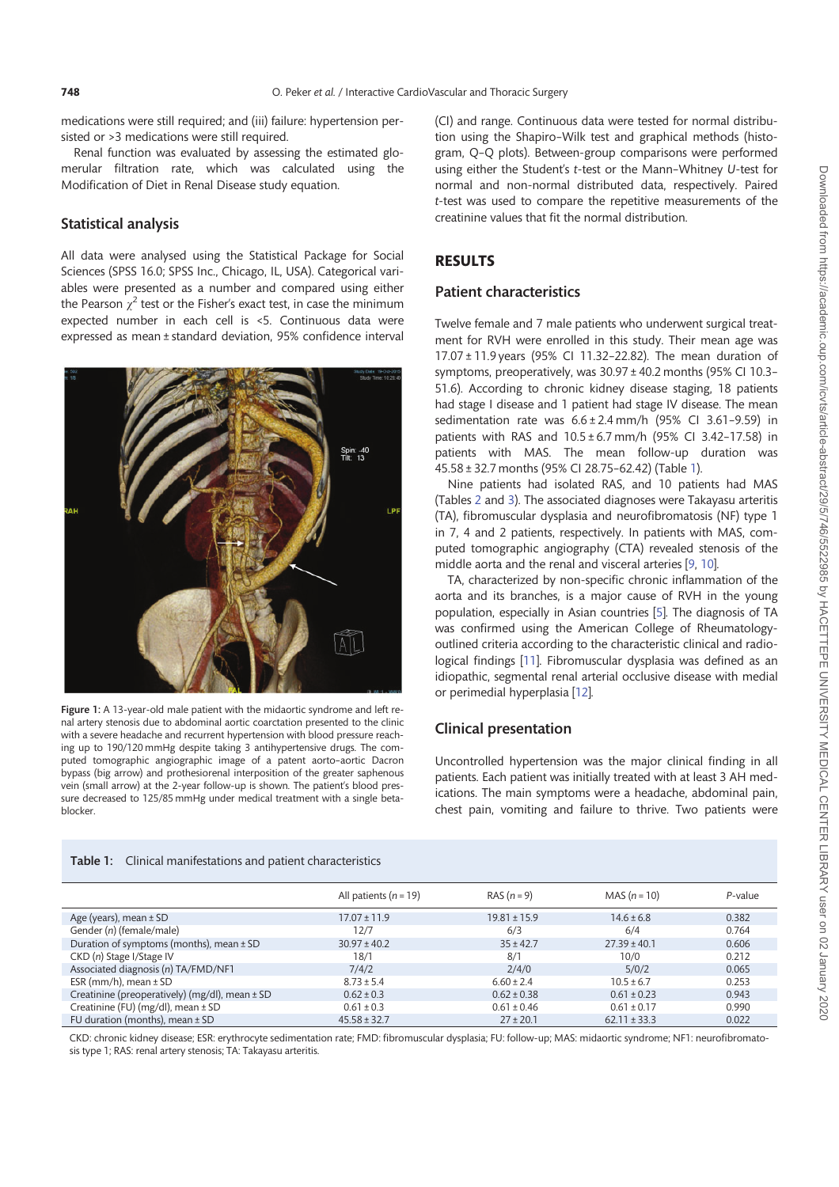medications were still required; and (iii) failure: hypertension persisted or >3 medications were still required.

Renal function was evaluated by assessing the estimated glomerular filtration rate, which was calculated using the Modification of Diet in Renal Disease study equation.

## Statistical analysis

All data were analysed using the Statistical Package for Social Sciences (SPSS 16.0; SPSS Inc., Chicago, IL, USA). Categorical variables were presented as a number and compared using either the Pearson $\chi^2$ test or the Fisher's exact test, in case the minimum expected number in each cell is <5. Continuous data were expressed as mean ± standard deviation, 95% confidence interval (CI) and range. Continuous data were tested for normal distribution using the Shapiro–Wilk test and graphical methods (histogram, Q–Q plots). Between-group comparisons were performed using either the Student's *t*-test or the Mann–Whitney *U*-test for normal and non-normal distributed data, respectively. Paired *t*-test was used to compare the repetitive measurements of the creatinine values that fit the normal distribution.

Figure 1: A 13-year-old male patient with the midaortic syndrome and left renal artery stenosis due to abdominal aortic coarctation presented to the clinic with a severe headache and recurrent hypertension with blood pressure reaching up to 190/120 mmHg despite taking 3 antihypertensive drugs. The computed tomographic angiographic image of a patent aorto–aortic Dacron bypass (big arrow) and prothesiorenal interposition of the greater saphenous vein (small arrow) at the 2-year follow-up is shown. The patient's blood pressure decreased to 125/85 mmHg under medical treatment with a single beta-blocker.

# RESULTS

## Patient characteristics

Twelve female and 7 male patients who underwent surgical treatment for RVH were enrolled in this study. Their mean age was 17.07 ± 11.9 years (95% CI 11.32–22.82). The mean duration of symptoms, preoperatively, was 30.97 ± 40.2 months (95% CI 10.3–51.6). According to chronic kidney disease staging, 18 patients had stage I disease and 1 patient had stage IV disease. The mean sedimentation rate was 6.6 ± 2.4 mm/h (95% CI 3.61–9.59) in patients with RAS and 10.5 ± 6.7 mm/h (95% CI 3.42–17.58) in patients with MAS. The mean follow-up duration was 45.58 ± 32.7 months (95% CI 28.75–62.42) (Table 1).

Nine patients had isolated RAS, and 10 patients had MAS (Tables 2 and 3). The associated diagnoses were Takayasu arteritis (TA), fibromuscular dysplasia and neurofibromatosis (NF) type 1 in 7, 4 and 2 patients, respectively. In patients with MAS, computed tomographic angiography (CTA) revealed stenosis of the middle aorta and the renal and visceral arteries [9, 10].

TA, characterized by non-specific chronic inflammation of the aorta and its branches, is a major cause of RVH in the young population, especially in Asian countries [5]. The diagnosis of TA was confirmed using the American College of Rheumatology-outlined criteria according to the characteristic clinical and radiological findings [11]. Fibromuscular dysplasia was defined as an idiopathic, segmental renal arterial occlusive disease with medial or perimedial hyperplasia [12].

## Clinical presentation

Uncontrolled hypertension was the major clinical finding in all patients. Each patient was initially treated with at least 3 AH medications. The main symptoms were a headache, abdominal pain, chest pain, vomiting and failure to thrive. Two patients were

**Table 1:** Clinical manifestations and patient characteristics

| | All patients (*n* = 19) | RAS (*n* = 9) | MAS (*n* = 10) | *P*-value |
|---|---|---|---|---|
| Age (years), mean ± SD | 17.07 ± 11.9 | 19.81 ± 15.9 | 14.6 ± 6.8 | 0.382 |
| Gender (*n*) (female/male) | 12/7 | 6/3 | 6/4 | 0.764 |
| Duration of symptoms (months), mean ± SD | 30.97 ± 40.2 | 35 ± 42.7 | 27.39 ± 40.1 | 0.606 |
| CKD (*n*) Stage I/Stage IV | 18/1 | 8/1 | 10/0 | 0.212 |
| Associated diagnosis (*n*) TA/FMD/NF1 | 7/4/2 | 2/4/0 | 5/0/2 | 0.065 |
| ESR (mm/h), mean ± SD | 8.73 ± 5.4 | 6.60 ± 2.4 | 10.5 ± 6.7 | 0.253 |
| Creatinine (preoperatively) (mg/dl), mean ± SD | 0.62 ± 0.3 | 0.62 ± 0.38 | 0.61 ± 0.23 | 0.943 |
| Creatinine (FU) (mg/dl), mean ± SD | 0.61 ± 0.3 | 0.61 ± 0.46 | 0.61 ± 0.17 | 0.990 |
| FU duration (months), mean ± SD | 45.58 ± 32.7 | 27 ± 20.1 | 62.11 ± 33.3 | 0.022 |

CKD: chronic kidney disease; ESR: erythrocyte sedimentation rate; FMD: fibromuscular dysplasia; FU: follow-up; MAS: midaortic syndrome; NF1: neurofibromatosis type 1; RAS: renal artery stenosis; TA: Takayasu arteritis.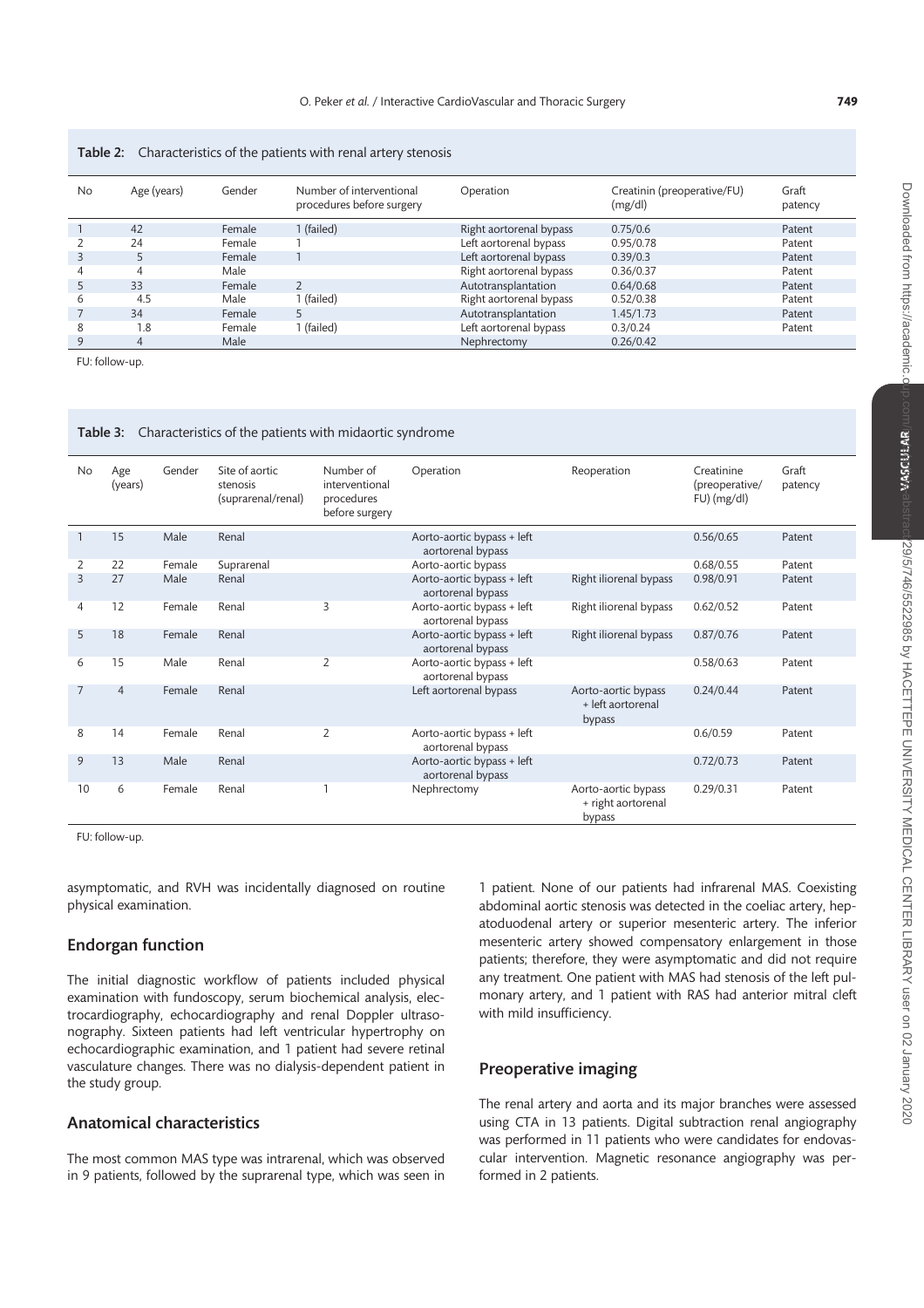**Table 2:** Characteristics of the patients with renal artery stenosis

| No | Age (years) | Gender | Number of interventional procedures before surgery | Operation | Creatinin (preoperative/FU) (mg/dl) | Graft patency |
|---|---|---|---|---|---|---|
| 1 | 42 | Female | 1 (failed) | Right aortorenal bypass | 0.75/0.6 | Patent |
| 2 | 24 | Female | 1 | Left aortorenal bypass | 0.95/0.78 | Patent |
| 3 | 5 | Female | 1 | Left aortorenal bypass | 0.39/0.3 | Patent |
| 4 | 4 | Male | | Right aortorenal bypass | 0.36/0.37 | Patent |
| 5 | 33 | Female | 2 | Autotransplantation | 0.64/0.68 | Patent |
| 6 | 4.5 | Male | 1 (failed) | Right aortorenal bypass | 0.52/0.38 | Patent |
| 7 | 34 | Female | 5 | Autotransplantation | 1.45/1.73 | Patent |
| 8 | 1.8 | Female | 1 (failed) | Left aortorenal bypass | 0.3/0.24 | Patent |
| 9 | 4 | Male | | Nephrectomy | 0.26/0.42 | |

FU: follow-up.

**Table 3:** Characteristics of the patients with midaortic syndrome

| No | Age (years) | Gender | Site of aortic stenosis (suprarenal/renal) | Number of interventional procedures before surgery | Operation | Reoperation | Creatinine (preoperative/ FU) (mg/dl) | Graft patency |
|---|---|---|---|---|---|---|---|---|
| 1 | 15 | Male | Renal | | Aorto-aortic bypass + left aortorenal bypass | | 0.56/0.65 | Patent |
| 2 | 22 | Female | Suprarenal | | Aorto-aortic bypass | | 0.68/0.55 | Patent |
| 3 | 27 | Male | Renal | | Aorto-aortic bypass + left aortorenal bypass | Right iliorenal bypass | 0.98/0.91 | Patent |
| 4 | 12 | Female | Renal | 3 | Aorto-aortic bypass + left aortorenal bypass | Right iliorenal bypass | 0.62/0.52 | Patent |
| 5 | 18 | Female | Renal | | Aorto-aortic bypass + left aortorenal bypass | Right iliorenal bypass | 0.87/0.76 | Patent |
| 6 | 15 | Male | Renal | 2 | Aorto-aortic bypass + left aortorenal bypass | | 0.58/0.63 | Patent |
| 7 | 4 | Female | Renal | | Left aortorenal bypass | Aorto-aortic bypass + left aortorenal bypass | 0.24/0.44 | Patent |
| 8 | 14 | Female | Renal | 2 | Aorto-aortic bypass + left aortorenal bypass | | 0.6/0.59 | Patent |
| 9 | 13 | Male | Renal | | Aorto-aortic bypass + left aortorenal bypass | | 0.72/0.73 | Patent |
| 10 | 6 | Female | Renal | 1 | Nephrectomy | Aorto-aortic bypass + right aortorenal bypass | 0.29/0.31 | Patent |

FU: follow-up.

asymptomatic, and RVH was incidentally diagnosed on routine physical examination.

## Endorgan function

The initial diagnostic workflow of patients included physical examination with fundoscopy, serum biochemical analysis, electrocardiography, echocardiography and renal Doppler ultrasonography. Sixteen patients had left ventricular hypertrophy on echocardiographic examination, and 1 patient had severe retinal vasculature changes. There was no dialysis-dependent patient in the study group.

## Anatomical characteristics

The most common MAS type was intrarenal, which was observed in 9 patients, followed by the suprarenal type, which was seen in 1 patient. None of our patients had infrarenal MAS. Coexisting abdominal aortic stenosis was detected in the coeliac artery, hepatoduodenal artery or superior mesenteric artery. The inferior mesenteric artery showed compensatory enlargement in those patients; therefore, they were asymptomatic and did not require any treatment. One patient with MAS had stenosis of the left pulmonary artery, and 1 patient with RAS had anterior mitral cleft with mild insufficiency.

## Preoperative imaging

The renal artery and aorta and its major branches were assessed using CTA in 13 patients. Digital subtraction renal angiography was performed in 11 patients who were candidates for endovascular intervention. Magnetic resonance angiography was performed in 2 patients.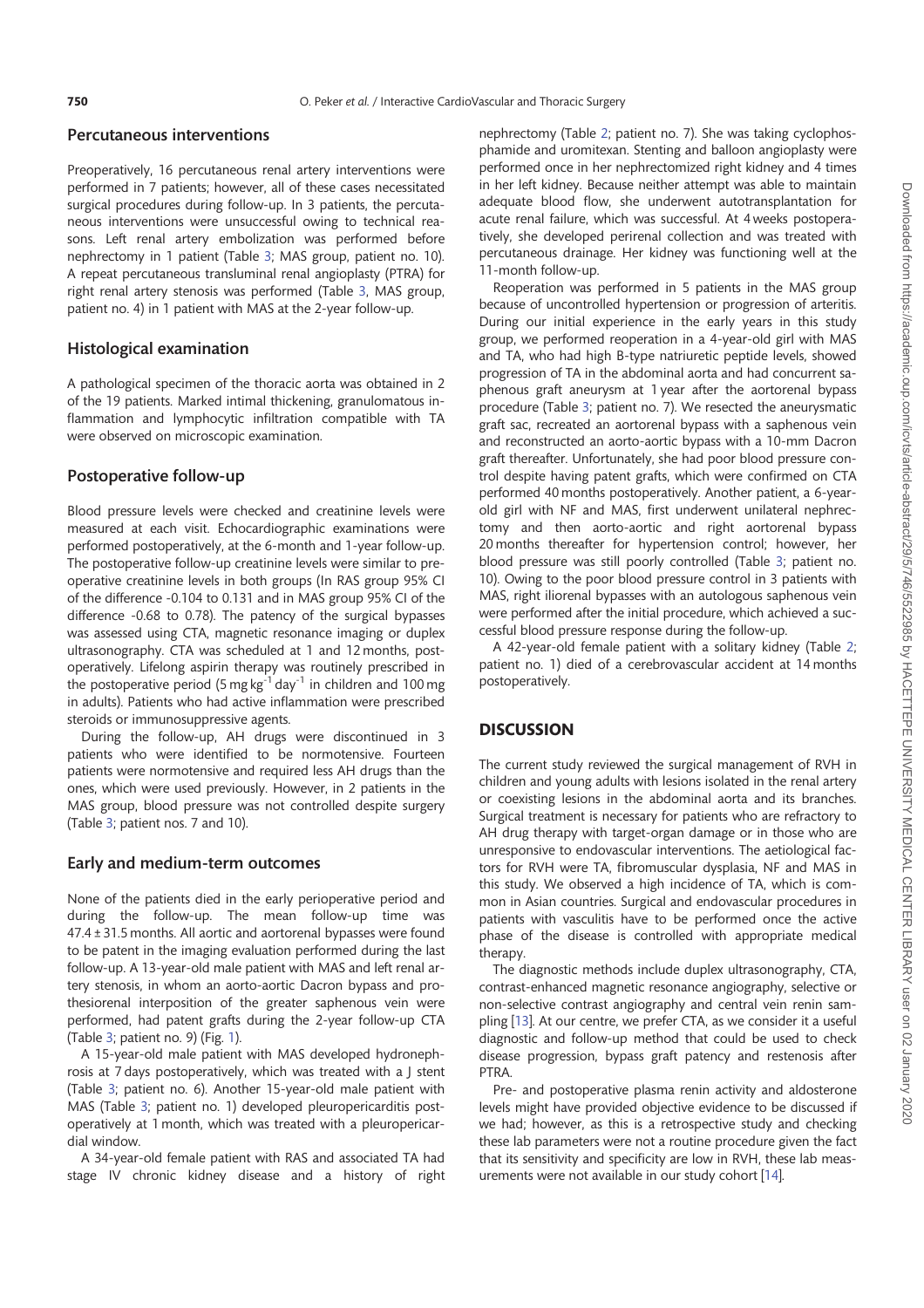## Percutaneous interventions

Preoperatively, 16 percutaneous renal artery interventions were performed in 7 patients; however, all of these cases necessitated surgical procedures during follow-up. In 3 patients, the percutaneous interventions were unsuccessful owing to technical reasons. Left renal artery embolization was performed before nephrectomy in 1 patient (Table 3; MAS group, patient no. 10). A repeat percutaneous transluminal renal angioplasty (PTRA) for right renal artery stenosis was performed (Table 3, MAS group, patient no. 4) in 1 patient with MAS at the 2-year follow-up.

## Histological examination

A pathological specimen of the thoracic aorta was obtained in 2 of the 19 patients. Marked intimal thickening, granulomatous inflammation and lymphocytic infiltration compatible with TA were observed on microscopic examination.

## Postoperative follow-up

Blood pressure levels were checked and creatinine levels were measured at each visit. Echocardiographic examinations were performed postoperatively, at the 6-month and 1-year follow-up. The postoperative follow-up creatinine levels were similar to preoperative creatinine levels in both groups (In RAS group 95% CI of the difference -0.104 to 0.131 and in MAS group 95% CI of the difference -0.68 to 0.78). The patency of the surgical bypasses was assessed using CTA, magnetic resonance imaging or duplex ultrasonography. CTA was scheduled at 1 and 12 months, postoperatively. Lifelong aspirin therapy was routinely prescribed in the postoperative period (5 mg $kg^{-1}$ $day^{-1}$ in children and 100 mg in adults). Patients who had active inflammation were prescribed steroids or immunosuppressive agents.

During the follow-up, AH drugs were discontinued in 3 patients who were identified to be normotensive. Fourteen patients were normotensive and required less AH drugs than the ones, which were used previously. However, in 2 patients in the MAS group, blood pressure was not controlled despite surgery (Table 3; patient nos. 7 and 10).

## Early and medium-term outcomes

None of the patients died in the early perioperative period and during the follow-up. The mean follow-up time was 47.4 ± 31.5 months. All aortic and aortorenal bypasses were found to be patent in the imaging evaluation performed during the last follow-up. A 13-year-old male patient with MAS and left renal artery stenosis, in whom an aorto-aortic Dacron bypass and prothesiorenal interposition of the greater saphenous vein were performed, had patent grafts during the 2-year follow-up CTA (Table 3; patient no. 9) (Fig. 1).

A 15-year-old male patient with MAS developed hydronephrosis at 7 days postoperatively, which was treated with a J stent (Table 3; patient no. 6). Another 15-year-old male patient with MAS (Table 3; patient no. 1) developed pleuropericarditis postoperatively at 1 month, which was treated with a pleuropericardial window.

A 34-year-old female patient with RAS and associated TA had stage IV chronic kidney disease and a history of right nephrectomy (Table 2; patient no. 7). She was taking cyclophosphamide and uromitexan. Stenting and balloon angioplasty were performed once in her nephrectomized right kidney and 4 times in her left kidney. Because neither attempt was able to maintain adequate blood flow, she underwent autotransplantation for acute renal failure, which was successful. At 4 weeks postoperatively, she developed perirenal collection and was treated with percutaneous drainage. Her kidney was functioning well at the 11-month follow-up.

Reoperation was performed in 5 patients in the MAS group because of uncontrolled hypertension or progression of arteritis. During our initial experience in the early years in this study group, we performed reoperation in a 4-year-old girl with MAS and TA, who had high B-type natriuretic peptide levels, showed progression of TA in the abdominal aorta and had concurrent saphenous graft aneurysm at 1 year after the aortorenal bypass procedure (Table 3; patient no. 7). We resected the aneurysmatic graft sac, recreated an aortorenal bypass with a saphenous vein and reconstructed an aorto-aortic bypass with a 10-mm Dacron graft thereafter. Unfortunately, she had poor blood pressure control despite having patent grafts, which were confirmed on CTA performed 40 months postoperatively. Another patient, a 6-year-old girl with NF and MAS, first underwent unilateral nephrectomy and then aorto-aortic and right aortorenal bypass 20 months thereafter for hypertension control; however, her blood pressure was still poorly controlled (Table 3; patient no. 10). Owing to the poor blood pressure control in 3 patients with MAS, right iliorenal bypasses with an autologous saphenous vein were performed after the initial procedure, which achieved a successful blood pressure response during the follow-up.

A 42-year-old female patient with a solitary kidney (Table 2; patient no. 1) died of a cerebrovascular accident at 14 months postoperatively.

# DISCUSSION

The current study reviewed the surgical management of RVH in children and young adults with lesions isolated in the renal artery or coexisting lesions in the abdominal aorta and its branches. Surgical treatment is necessary for patients who are refractory to AH drug therapy with target-organ damage or in those who are unresponsive to endovascular interventions. The aetiological factors for RVH were TA, fibromuscular dysplasia, NF and MAS in this study. We observed a high incidence of TA, which is common in Asian countries. Surgical and endovascular procedures in patients with vasculitis have to be performed once the active phase of the disease is controlled with appropriate medical therapy.

The diagnostic methods include duplex ultrasonography, CTA, contrast-enhanced magnetic resonance angiography, selective or non-selective contrast angiography and central vein renin sampling [13]. At our centre, we prefer CTA, as we consider it a useful diagnostic and follow-up method that could be used to check disease progression, bypass graft patency and restenosis after PTRA.

Pre- and postoperative plasma renin activity and aldosterone levels might have provided objective evidence to be discussed if we had; however, as this is a retrospective study and checking these lab parameters were not a routine procedure given the fact that its sensitivity and specificity are low in RVH, these lab measurements were not available in our study cohort [14].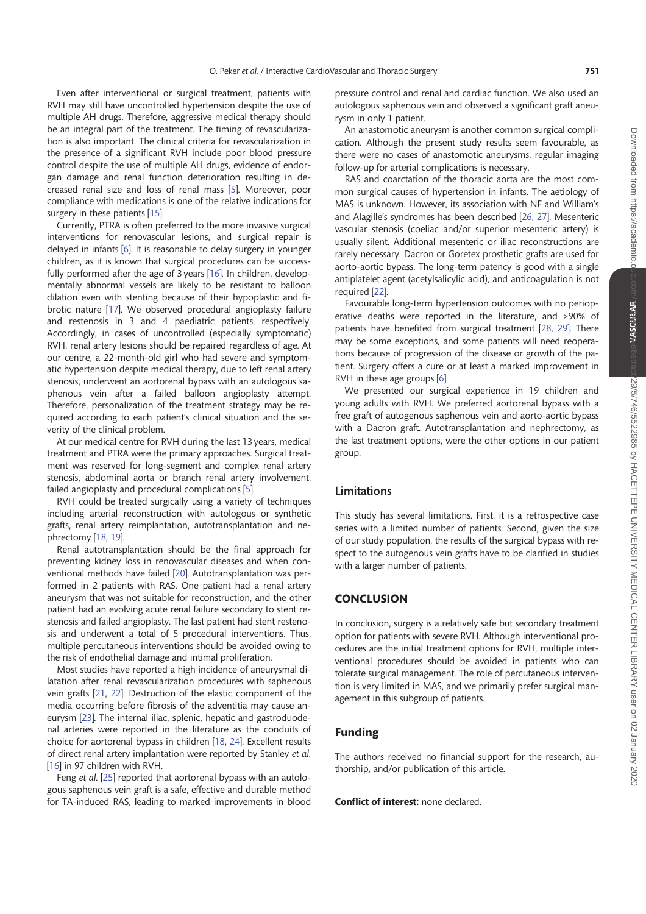Even after interventional or surgical treatment, patients with RVH may still have uncontrolled hypertension despite the use of multiple AH drugs. Therefore, aggressive medical therapy should be an integral part of the treatment. The timing of revascularization is also important. The clinical criteria for revascularization in the presence of a significant RVH include poor blood pressure control despite the use of multiple AH drugs, evidence of endorgan damage and renal function deterioration resulting in decreased renal size and loss of renal mass [5]. Moreover, poor compliance with medications is one of the relative indications for surgery in these patients [15].

Currently, PTRA is often preferred to the more invasive surgical interventions for renovascular lesions, and surgical repair is delayed in infants [6]. It is reasonable to delay surgery in younger children, as it is known that surgical procedures can be successfully performed after the age of 3 years [16]. In children, developmentally abnormal vessels are likely to be resistant to balloon dilation even with stenting because of their hypoplastic and fibrotic nature [17]. We observed procedural angioplasty failure and restenosis in 3 and 4 paediatric patients, respectively. Accordingly, in cases of uncontrolled (especially symptomatic) RVH, renal artery lesions should be repaired regardless of age. At our centre, a 22-month-old girl who had severe and symptomatic hypertension despite medical therapy, due to left renal artery stenosis, underwent an aortorenal bypass with an autologous saphenous vein after a failed balloon angioplasty attempt. Therefore, personalization of the treatment strategy may be required according to each patient's clinical situation and the severity of the clinical problem.

At our medical centre for RVH during the last 13 years, medical treatment and PTRA were the primary approaches. Surgical treatment was reserved for long-segment and complex renal artery stenosis, abdominal aorta or branch renal artery involvement, failed angioplasty and procedural complications [5].

RVH could be treated surgically using a variety of techniques including arterial reconstruction with autologous or synthetic grafts, renal artery reimplantation, autotransplantation and nephrectomy [18, 19].

Renal autotransplantation should be the final approach for preventing kidney loss in renovascular diseases and when conventional methods have failed [20]. Autotransplantation was performed in 2 patients with RAS. One patient had a renal artery aneurysm that was not suitable for reconstruction, and the other patient had an evolving acute renal failure secondary to stent restenosis and failed angioplasty. The last patient had stent restenosis and underwent a total of 5 procedural interventions. Thus, multiple percutaneous interventions should be avoided owing to the risk of endothelial damage and intimal proliferation.

Most studies have reported a high incidence of aneurysmal dilatation after renal revascularization procedures with saphenous vein grafts [21, 22]. Destruction of the elastic component of the media occurring before fibrosis of the adventitia may cause aneurysm [23]. The internal iliac, splenic, hepatic and gastroduodenal arteries were reported in the literature as the conduits of choice for aortorenal bypass in children [18, 24]. Excellent results of direct renal artery implantation were reported by Stanley *et al.* [16] in 97 children with RVH.

Feng *et al.* [25] reported that aortorenal bypass with an autologous saphenous vein graft is a safe, effective and durable method for TA-induced RAS, leading to marked improvements in blood pressure control and renal and cardiac function. We also used an autologous saphenous vein and observed a significant graft aneurysm in only 1 patient.

An anastomotic aneurysm is another common surgical complication. Although the present study results seem favourable, as there were no cases of anastomotic aneurysms, regular imaging follow-up for arterial complications is necessary.

RAS and coarctation of the thoracic aorta are the most common surgical causes of hypertension in infants. The aetiology of MAS is unknown. However, its association with NF and William's and Alagille's syndromes has been described [26, 27]. Mesenteric vascular stenosis (coeliac and/or superior mesenteric artery) is usually silent. Additional mesenteric or iliac reconstructions are rarely necessary. Dacron or Goretex prosthetic grafts are used for aorto-aortic bypass. The long-term patency is good with a single antiplatelet agent (acetylsalicylic acid), and anticoagulation is not required [22].

Favourable long-term hypertension outcomes with no perioperative deaths were reported in the literature, and >90% of patients have benefited from surgical treatment [28, 29]. There may be some exceptions, and some patients will need reoperations because of progression of the disease or growth of the patient. Surgery offers a cure or at least a marked improvement in RVH in these age groups [6].

We presented our surgical experience in 19 children and young adults with RVH. We preferred aortorenal bypass with a free graft of autogenous saphenous vein and aorto-aortic bypass with a Dacron graft. Autotransplantation and nephrectomy, as the last treatment options, were the other options in our patient group.

## Limitations

This study has several limitations. First, it is a retrospective case series with a limited number of patients. Second, given the size of our study population, the results of the surgical bypass with respect to the autogenous vein grafts have to be clarified in studies with a larger number of patients.

## CONCLUSION

In conclusion, surgery is a relatively safe but secondary treatment option for patients with severe RVH. Although interventional procedures are the initial treatment options for RVH, multiple interventional procedures should be avoided in patients who can tolerate surgical management. The role of percutaneous intervention is very limited in MAS, and we primarily prefer surgical management in this subgroup of patients.

## Funding

The authors received no financial support for the research, authorship, and/or publication of this article.

**Conflict of interest:** none declared.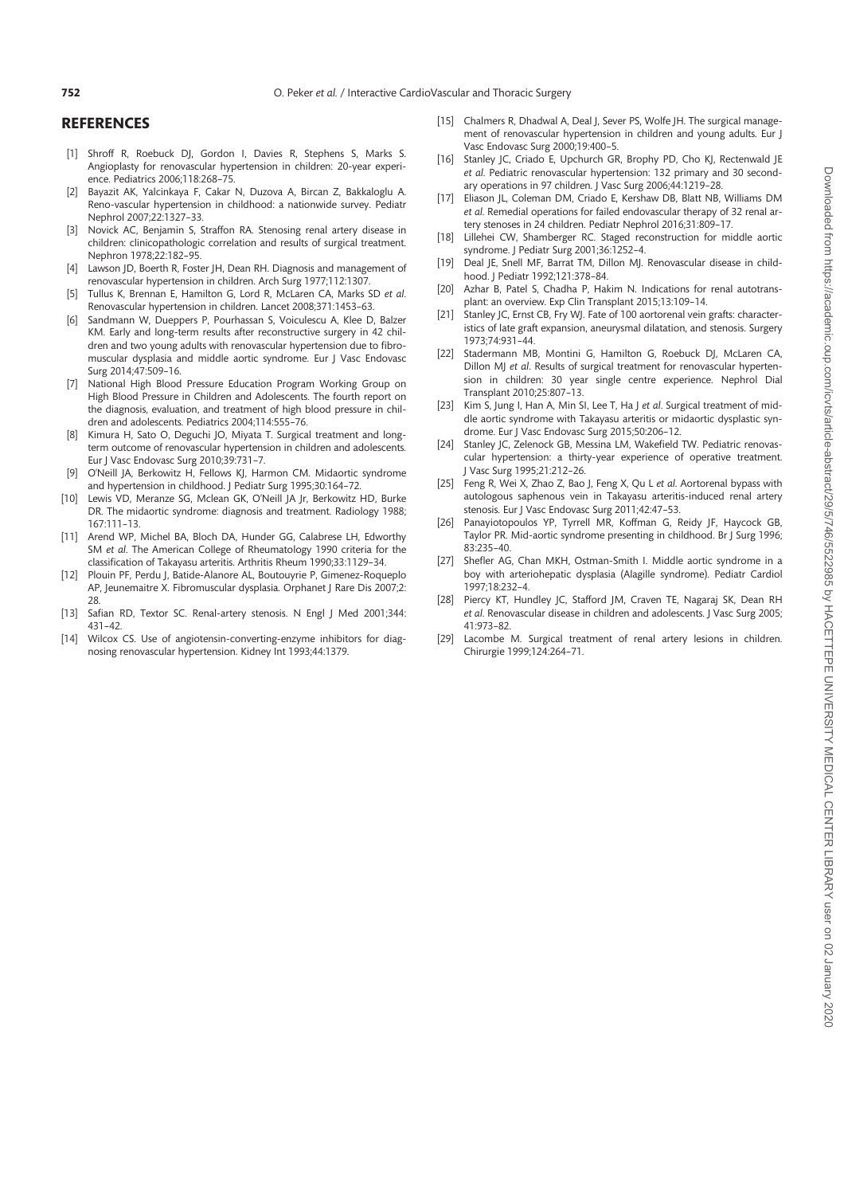## REFERENCES

[1] Shroff R, Roebuck DJ, Gordon I, Davies R, Stephens S, Marks S. Angioplasty for renovascular hypertension in children: 20-year experience. Pediatrics 2006;118:268–75.

[2] Bayazit AK, Yalcinkaya F, Cakar N, Duzova A, Bircan Z, Bakkaloglu A. Reno-vascular hypertension in childhood: a nationwide survey. Pediatr Nephrol 2007;22:1327–33.

[3] Novick AC, Benjamin S, Straffon RA. Stenosing renal artery disease in children: clinicopathologic correlation and results of surgical treatment. Nephron 1978;22:182–95.

[4] Lawson JD, Boerth R, Foster JH, Dean RH. Diagnosis and management of renovascular hypertension in children. Arch Surg 1977;112:1307.

[5] Tullus K, Brennan E, Hamilton G, Lord R, McLaren CA, Marks SD *et al*. Renovascular hypertension in children. Lancet 2008;371:1453–63.

[6] Sandmann W, Dueppers P, Pourhassan S, Voiculescu A, Klee D, Balzer KM. Early and long-term results after reconstructive surgery in 42 children and two young adults with renovascular hypertension due to fibromuscular dysplasia and middle aortic syndrome. Eur J Vasc Endovasc Surg 2014;47:509–16.

[7] National High Blood Pressure Education Program Working Group on High Blood Pressure in Children and Adolescents. The fourth report on the diagnosis, evaluation, and treatment of high blood pressure in children and adolescents. Pediatrics 2004;114:555–76.

[8] Kimura H, Sato O, Deguchi JO, Miyata T. Surgical treatment and long-term outcome of renovascular hypertension in children and adolescents. Eur J Vasc Endovasc Surg 2010;39:731–7.

[9] O'Neill JA, Berkowitz H, Fellows KJ, Harmon CM. Midaortic syndrome and hypertension in childhood. J Pediatr Surg 1995;30:164–72.

[10] Lewis VD, Meranze SG, Mclean GK, O'Neill JA Jr, Berkowitz HD, Burke DR. The midaortic syndrome: diagnosis and treatment. Radiology 1988; 167:111–13.

[11] Arend WP, Michel BA, Bloch DA, Hunder GG, Calabrese LH, Edworthy SM *et al*. The American College of Rheumatology 1990 criteria for the classification of Takayasu arteritis. Arthritis Rheum 1990;33:1129–34.

[12] Plouin PF, Perdu J, Batide-Alanore AL, Boutouyrie P, Gimenez-Roqueplo AP, Jeunemaitre X. Fibromuscular dysplasia. Orphanet J Rare Dis 2007;2: 28.

[13] Safian RD, Textor SC. Renal-artery stenosis. N Engl J Med 2001;344: 431–42.

[14] Wilcox CS. Use of angiotensin-converting-enzyme inhibitors for diagnosing renovascular hypertension. Kidney Int 1993;44:1379.

[15] Chalmers R, Dhadwal A, Deal J, Sever PS, Wolfe JH. The surgical management of renovascular hypertension in children and young adults. Eur J Vasc Endovasc Surg 2000;19:400–5.

[16] Stanley JC, Criado E, Upchurch GR, Brophy PD, Cho KJ, Rectenwald JE *et al*. Pediatric renovascular hypertension: 132 primary and 30 secondary operations in 97 children. J Vasc Surg 2006;44:1219–28.

[17] Eliason JL, Coleman DM, Criado E, Kershaw DB, Blatt NB, Williams DM *et al*. Remedial operations for failed endovascular therapy of 32 renal artery stenoses in 24 children. Pediatr Nephrol 2016;31:809–17.

[18] Lillehei CW, Shamberger RC. Staged reconstruction for middle aortic syndrome. J Pediatr Surg 2001;36:1252–4.

[19] Deal JE, Snell MF, Barrat TM, Dillon MJ. Renovascular disease in childhood. J Pediatr 1992;121:378–84.

[20] Azhar B, Patel S, Chadha P, Hakim N. Indications for renal autotransplant: an overview. Exp Clin Transplant 2015;13:109–14.

[21] Stanley JC, Ernst CB, Fry WJ. Fate of 100 aortorenal vein grafts: characteristics of late graft expansion, aneurysmal dilatation, and stenosis. Surgery 1973;74:931–44.

[22] Stadermann MB, Montini G, Hamilton G, Roebuck DJ, McLaren CA, Dillon MJ *et al*. Results of surgical treatment for renovascular hypertension in children: 30 year single centre experience. Nephrol Dial Transplant 2010;25:807–13.

[23] Kim S, Jung I, Han A, Min SI, Lee T, Ha J *et al*. Surgical treatment of middle aortic syndrome with Takayasu arteritis or midaortic dysplastic syndrome. Eur J Vasc Endovasc Surg 2015;50:206–12.

[24] Stanley JC, Zelenock GB, Messina LM, Wakefield TW. Pediatric renovascular hypertension: a thirty-year experience of operative treatment. J Vasc Surg 1995;21:212–26.

[25] Feng R, Wei X, Zhao Z, Bao J, Feng X, Qu L *et al*. Aortorenal bypass with autologous saphenous vein in Takayasu arteritis-induced renal artery stenosis. Eur J Vasc Endovasc Surg 2011;42:47–53.

[26] Panayiotopoulos YP, Tyrrell MR, Koffman G, Reidy JF, Haycock GB, Taylor PR. Mid-aortic syndrome presenting in childhood. Br J Surg 1996; 83:235–40.

[27] Shefler AG, Chan MKH, Ostman-Smith I. Middle aortic syndrome in a boy with arteriohepatic dysplasia (Alagille syndrome). Pediatr Cardiol 1997;18:232–4.

[28] Piercy KT, Hundley JC, Stafford JM, Craven TE, Nagaraj SK, Dean RH *et al*. Renovascular disease in children and adolescents. J Vasc Surg 2005; 41:973–82.

[29] Lacombe M. Surgical treatment of renal artery lesions in children. Chirurgie 1999;124:264–71.